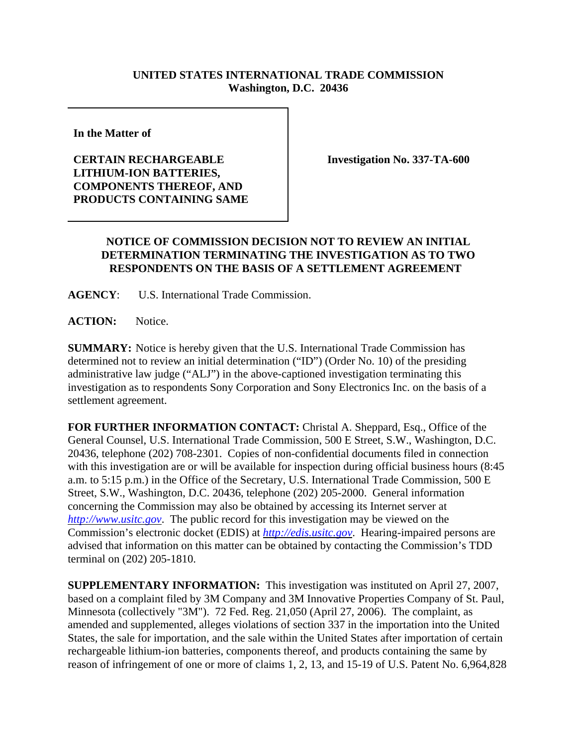**UNITED STATES INTERNATIONAL TRADE COMMISSION**
**Washington, D.C. 20436**

**In the Matter of**

**CERTAIN RECHARGEABLE LITHIUM-ION BATTERIES, COMPONENTS THEREOF, AND PRODUCTS CONTAINING SAME**

**Investigation No. 337-TA-600**

## NOTICE OF COMMISSION DECISION NOT TO REVIEW AN INITIAL DETERMINATION TERMINATING THE INVESTIGATION AS TO TWO RESPONDENTS ON THE BASIS OF A SETTLEMENT AGREEMENT

**AGENCY**: U.S. International Trade Commission.

**ACTION:** Notice.

**SUMMARY:** Notice is hereby given that the U.S. International Trade Commission has determined not to review an initial determination ("ID") (Order No. 10) of the presiding administrative law judge ("ALJ") in the above-captioned investigation terminating this investigation as to respondents Sony Corporation and Sony Electronics Inc. on the basis of a settlement agreement.

**FOR FURTHER INFORMATION CONTACT:** Christal A. Sheppard, Esq., Office of the General Counsel, U.S. International Trade Commission, 500 E Street, S.W., Washington, D.C. 20436, telephone (202) 708-2301. Copies of non-confidential documents filed in connection with this investigation are or will be available for inspection during official business hours (8:45 a.m. to 5:15 p.m.) in the Office of the Secretary, U.S. International Trade Commission, 500 E Street, S.W., Washington, D.C. 20436, telephone (202) 205-2000. General information concerning the Commission may also be obtained by accessing its Internet server at *http://www.usitc.gov*. The public record for this investigation may be viewed on the Commission's electronic docket (EDIS) at *http://edis.usitc.gov*. Hearing-impaired persons are advised that information on this matter can be obtained by contacting the Commission's TDD terminal on (202) 205-1810.

**SUPPLEMENTARY INFORMATION:** This investigation was instituted on April 27, 2007, based on a complaint filed by 3M Company and 3M Innovative Properties Company of St. Paul, Minnesota (collectively "3M"). 72 Fed. Reg. 21,050 (April 27, 2006). The complaint, as amended and supplemented, alleges violations of section 337 in the importation into the United States, the sale for importation, and the sale within the United States after importation of certain rechargeable lithium-ion batteries, components thereof, and products containing the same by reason of infringement of one or more of claims 1, 2, 13, and 15-19 of U.S. Patent No. 6,964,828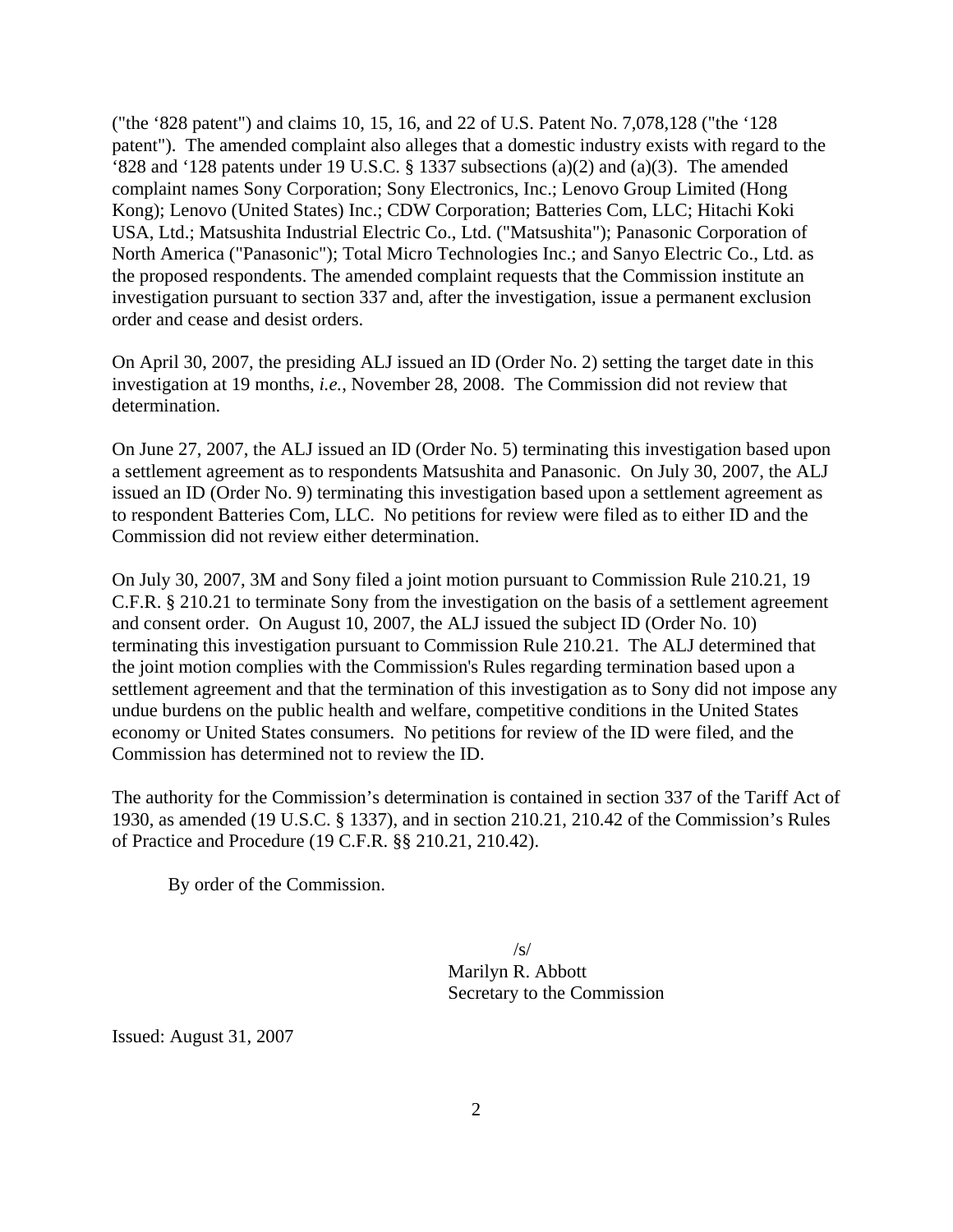("the '828 patent") and claims 10, 15, 16, and 22 of U.S. Patent No. 7,078,128 ("the '128 patent"). The amended complaint also alleges that a domestic industry exists with regard to the '828 and '128 patents under 19 U.S.C. § 1337 subsections (a)(2) and (a)(3). The amended complaint names Sony Corporation; Sony Electronics, Inc.; Lenovo Group Limited (Hong Kong); Lenovo (United States) Inc.; CDW Corporation; Batteries Com, LLC; Hitachi Koki USA, Ltd.; Matsushita Industrial Electric Co., Ltd. ("Matsushita"); Panasonic Corporation of North America ("Panasonic"); Total Micro Technologies Inc.; and Sanyo Electric Co., Ltd. as the proposed respondents. The amended complaint requests that the Commission institute an investigation pursuant to section 337 and, after the investigation, issue a permanent exclusion order and cease and desist orders.

On April 30, 2007, the presiding ALJ issued an ID (Order No. 2) setting the target date in this investigation at 19 months, *i.e.*, November 28, 2008. The Commission did not review that determination.

On June 27, 2007, the ALJ issued an ID (Order No. 5) terminating this investigation based upon a settlement agreement as to respondents Matsushita and Panasonic. On July 30, 2007, the ALJ issued an ID (Order No. 9) terminating this investigation based upon a settlement agreement as to respondent Batteries Com, LLC. No petitions for review were filed as to either ID and the Commission did not review either determination.

On July 30, 2007, 3M and Sony filed a joint motion pursuant to Commission Rule 210.21, 19 C.F.R. § 210.21 to terminate Sony from the investigation on the basis of a settlement agreement and consent order. On August 10, 2007, the ALJ issued the subject ID (Order No. 10) terminating this investigation pursuant to Commission Rule 210.21. The ALJ determined that the joint motion complies with the Commission's Rules regarding termination based upon a settlement agreement and that the termination of this investigation as to Sony did not impose any undue burdens on the public health and welfare, competitive conditions in the United States economy or United States consumers. No petitions for review of the ID were filed, and the Commission has determined not to review the ID.

The authority for the Commission's determination is contained in section 337 of the Tariff Act of 1930, as amended (19 U.S.C. § 1337), and in section 210.21, 210.42 of the Commission's Rules of Practice and Procedure (19 C.F.R. §§ 210.21, 210.42).

By order of the Commission.

/s/
Marilyn R. Abbott
Secretary to the Commission

Issued: August 31, 2007